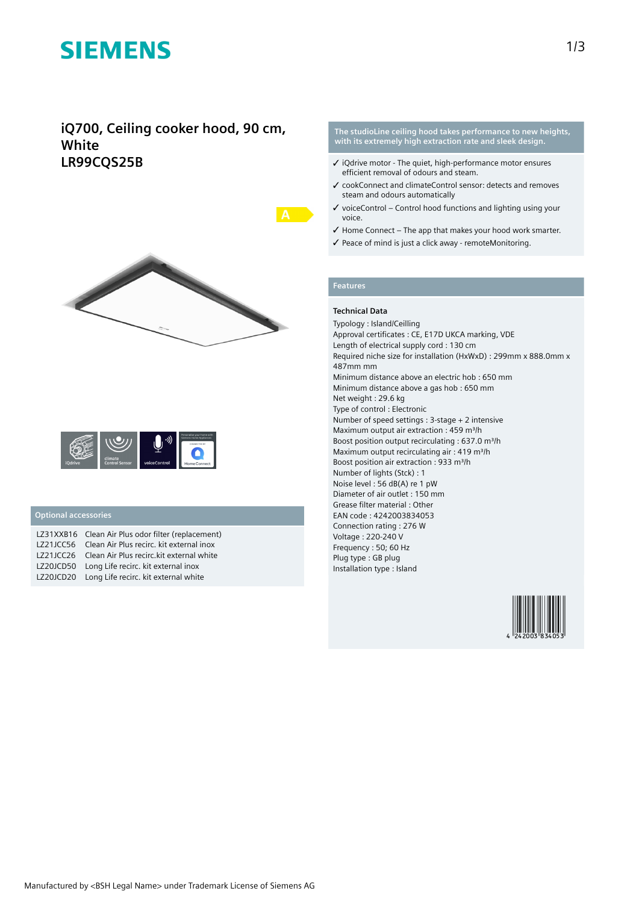# SIEMENS

## iQ700, Ceiling cooker hood, 90 cm, White
## LR99CQS25B

A

iQdrive | climate Control Sensor | voiceControl | Home Connect

### Optional accessories

| | |
|---|---|
| LZ31XXB16 | Clean Air Plus odor filter (replacement) |
| LZ21JCC56 | Clean Air Plus recirc. kit external inox |
| LZ21JCC26 | Clean Air Plus recirc.kit external white |
| LZ20JCD50 | Long Life recirc. kit external inox |
| LZ20JCD20 | Long Life recirc. kit external white |

**The studioLine ceiling hood takes performance to new heights, with its extremely high extraction rate and sleek design.**

- ✓ iQdrive motor - The quiet, high-performance motor ensures efficient removal of odours and steam.
- ✓ cookConnect and climateControl sensor: detects and removes steam and odours automatically
- ✓ voiceControl – Control hood functions and lighting using your voice.
- ✓ Home Connect – The app that makes your hood work smarter.
- ✓ Peace of mind is just a click away - remoteMonitoring.

### Features

**Technical Data**

Typology : Island/Ceilling
Approval certificates : CE, E17D UKCA marking, VDE
Length of electrical supply cord : 130 cm
Required niche size for installation (HxWxD) : 299mm x 888.0mm x 487mm mm
Minimum distance above an electric hob : 650 mm
Minimum distance above a gas hob : 650 mm
Net weight : 29.6 kg
Type of control : Electronic
Number of speed settings : 3-stage + 2 intensive
Maximum output air extraction : 459 m³/h
Boost position output recirculating : 637.0 m³/h
Maximum output recirculating air : 419 m³/h
Boost position air extraction : 933 m³/h
Number of lights (Stck) : 1
Noise level : 56 dB(A) re 1 pW
Diameter of air outlet : 150 mm
Grease filter material : Other
EAN code : 4242003834053
Connection rating : 276 W
Voltage : 220-240 V
Frequency : 50; 60 Hz
Plug type : GB plug
Installation type : Island

4 242003 834053

Manufactured by <BSH Legal Name> under Trademark License of Siemens AG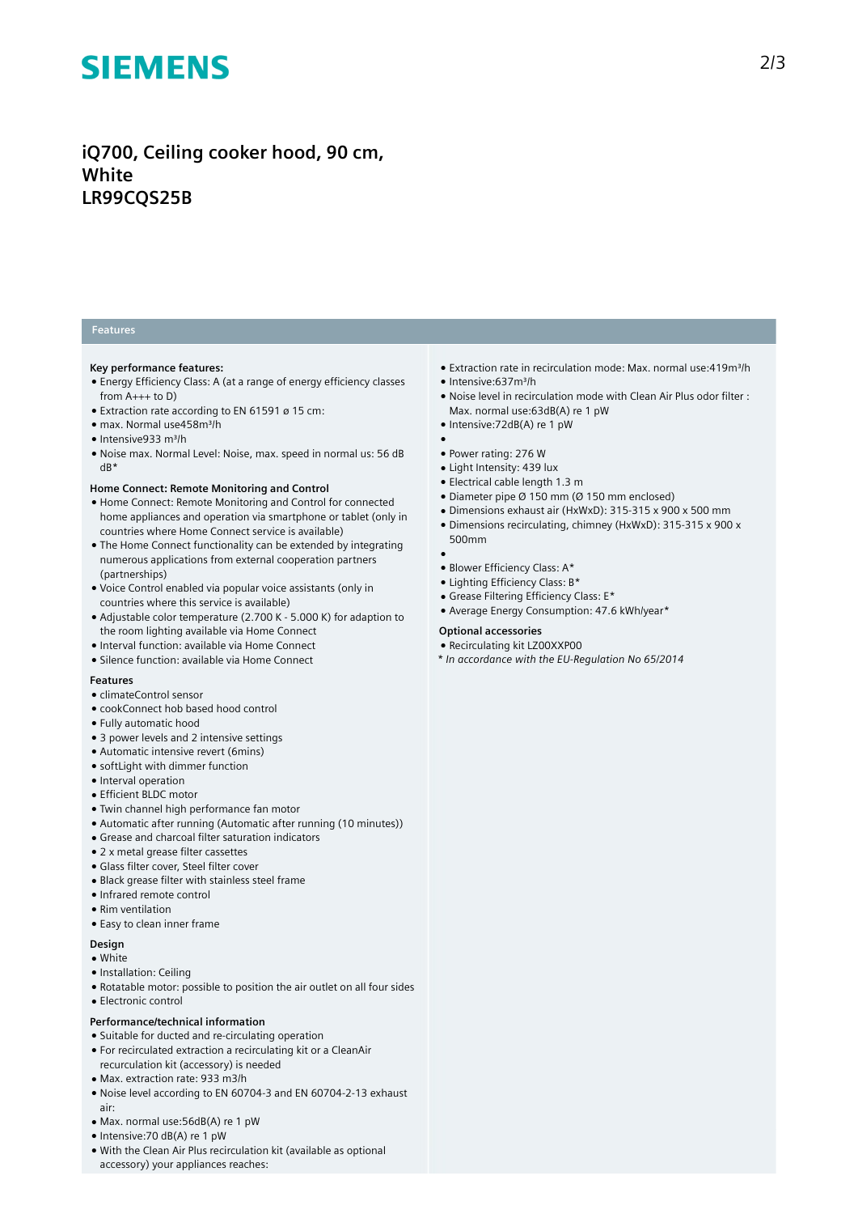# iQ700, Ceiling cooker hood, 90 cm, White
## LR99CQS25B

## Features

### Key performance features:

- Energy Efficiency Class: A (at a range of energy efficiency classes from A+++ to D)
- Extraction rate according to EN 61591 ø 15 cm:
- max. Normal use458m³/h
- Intensive933 m³/h
- Noise max. Normal Level: Noise, max. speed in normal us: 56 dB dB*

### Home Connect: Remote Monitoring and Control

- Home Connect: Remote Monitoring and Control for connected home appliances and operation via smartphone or tablet (only in countries where Home Connect service is available)
- The Home Connect functionality can be extended by integrating numerous applications from external cooperation partners (partnerships)
- Voice Control enabled via popular voice assistants (only in countries where this service is available)
- Adjustable color temperature (2.700 K - 5.000 K) for adaption to the room lighting available via Home Connect
- Interval function: available via Home Connect
- Silence function: available via Home Connect

### Features

- climateControl sensor
- cookConnect hob based hood control
- Fully automatic hood
- 3 power levels and 2 intensive settings
- Automatic intensive revert (6mins)
- softLight with dimmer function
- Interval operation
- Efficient BLDC motor
- Twin channel high performance fan motor
- Automatic after running (Automatic after running (10 minutes))
- Grease and charcoal filter saturation indicators
- 2 x metal grease filter cassettes
- Glass filter cover, Steel filter cover
- Black grease filter with stainless steel frame
- Infrared remote control
- Rim ventilation
- Easy to clean inner frame

### Design

- White
- Installation: Ceiling
- Rotatable motor: possible to position the air outlet on all four sides
- Electronic control

### Performance/technical information

- Suitable for ducted and re-circulating operation
- For recirculated extraction a recirculating kit or a CleanAir recurculation kit (accessory) is needed
- Max. extraction rate: 933 m3/h
- Noise level according to EN 60704-3 and EN 60704-2-13 exhaust air:
- Max. normal use:56dB(A) re 1 pW
- Intensive:70 dB(A) re 1 pW
- With the Clean Air Plus recirculation kit (available as optional accessory) your appliances reaches:
- Extraction rate in recirculation mode: Max. normal use:419m³/h
- Intensive:637m³/h
- Noise level in recirculation mode with Clean Air Plus odor filter : Max. normal use:63dB(A) re 1 pW
- Intensive:72dB(A) re 1 pW
- 
- Power rating: 276 W
- Light Intensity: 439 lux
- Electrical cable length 1.3 m
- Diameter pipe Ø 150 mm (Ø 150 mm enclosed)
- Dimensions exhaust air (HxWxD): 315-315 x 900 x 500 mm
- Dimensions recirculating, chimney (HxWxD): 315-315 x 900 x 500mm
- 
- Blower Efficiency Class: A*
- Lighting Efficiency Class: B*
- Grease Filtering Efficiency Class: E*
- Average Energy Consumption: 47.6 kWh/year*

### Optional accessories

- Recirculating kit LZ00XXP00

*\* In accordance with the EU-Regulation No 65/2014*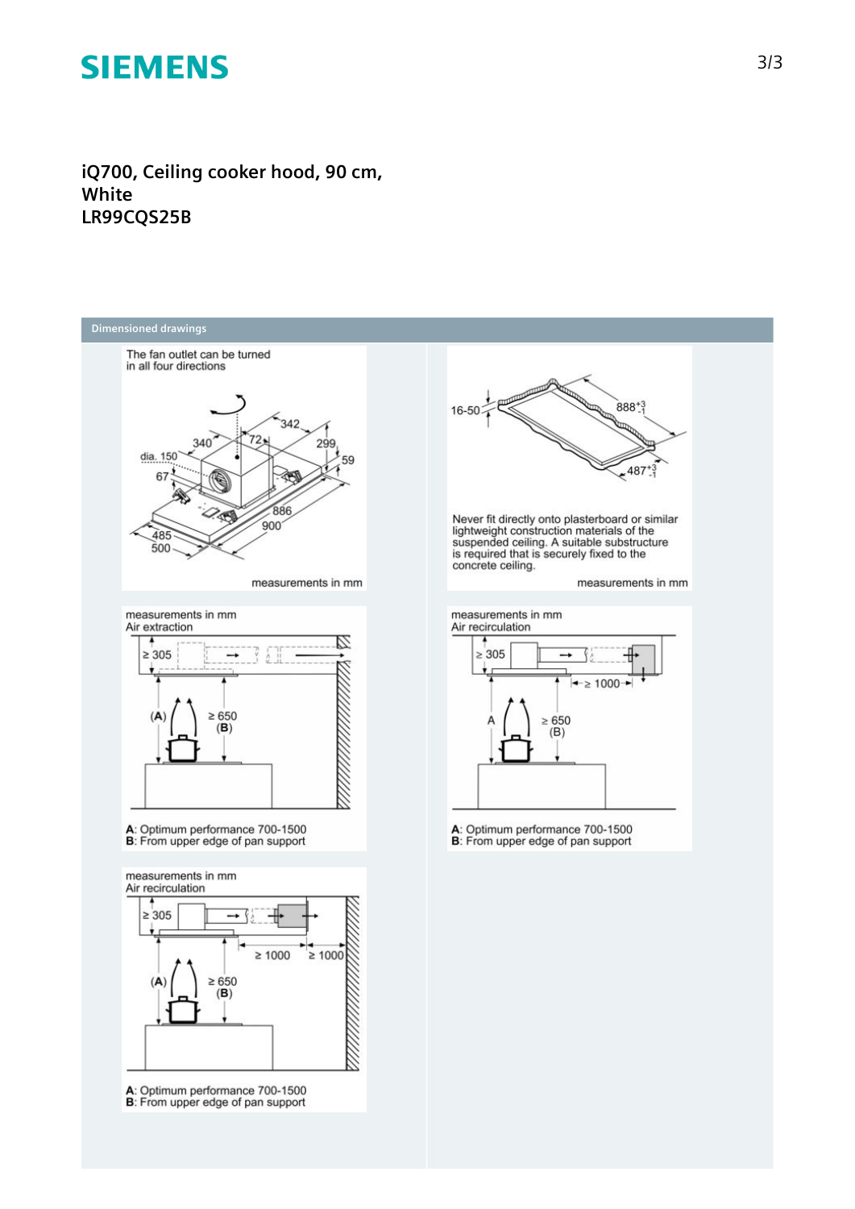# iQ700, Ceiling cooker hood, 90 cm, White
## LR99CQS25B

### Dimensioned drawings

The fan outlet can be turned in all four directions

dia. 150
340
72
342
299
59
67
886
900
485
500

measurements in mm

16-50
$888^{+3}_{-1}$
$487^{+3}_{-1}$

Never fit directly onto plasterboard or similar lightweight construction materials of the suspended ceiling. A suitable substructure is required that is securely fixed to the concrete ceiling.

measurements in mm

measurements in mm
Air extraction

≥ 305
(A)
≥ 650
(B)

**A**: Optimum performance 700-1500
**B**: From upper edge of pan support

measurements in mm
Air recirculation

≥ 305
≥ 1000
A
≥ 650
(B)

**A**: Optimum performance 700-1500
**B**: From upper edge of pan support

measurements in mm
Air recirculation

≥ 305
≥ 1000
≥ 1000
(A)
≥ 650
(B)

**A**: Optimum performance 700-1500
**B**: From upper edge of pan support